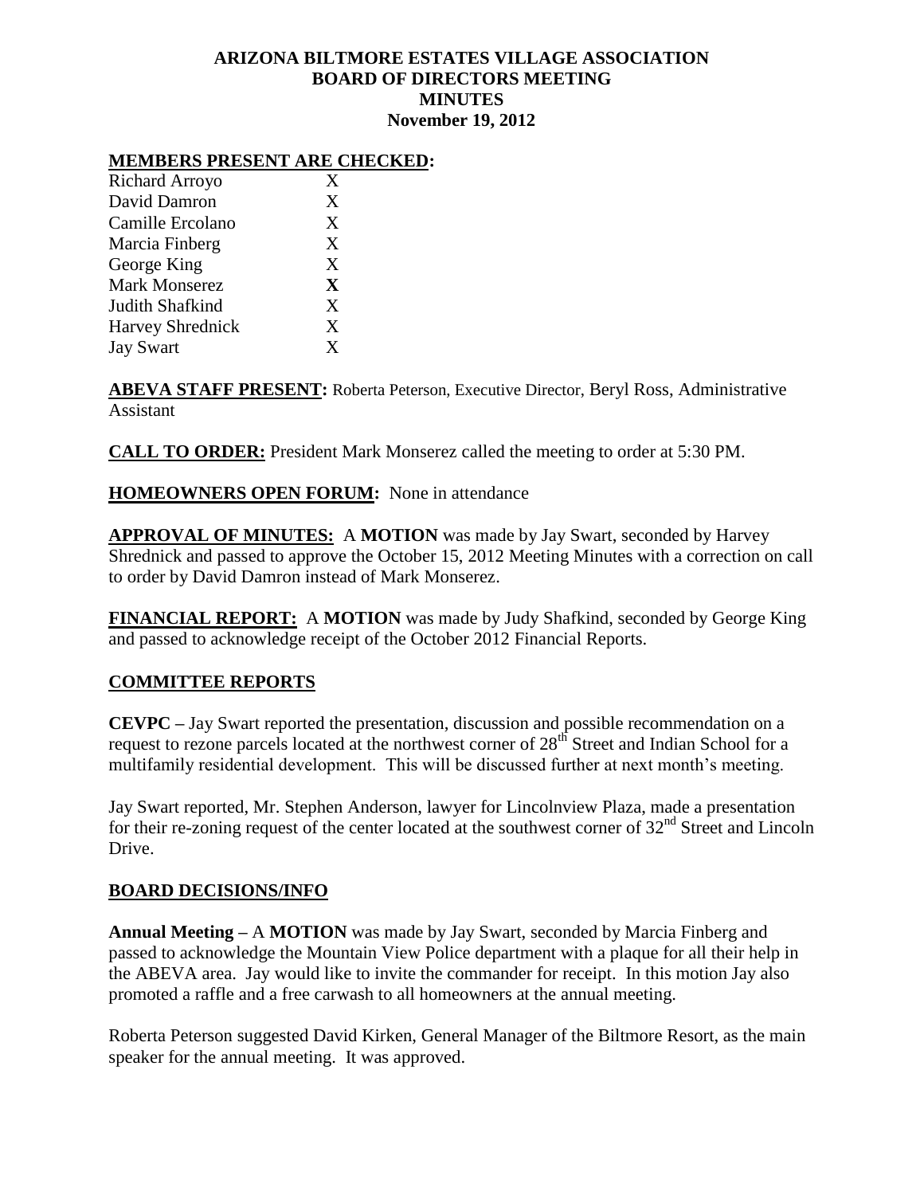# ARIZONA BILTMORE ESTATES VILLAGE ASSOCIATION
## BOARD OF DIRECTORS MEETING
## MINUTES
## November 19, 2012

**MEMBERS PRESENT ARE CHECKED:**

| | |
|---|---|
| Richard Arroyo | X |
| David Damron | X |
| Camille Ercolano | X |
| Marcia Finberg | X |
| George King | X |
| Mark Monserez | **X** |
| Judith Shafkind | X |
| Harvey Shrednick | X |
| Jay Swart | X |

**ABEVA STAFF PRESENT:** Roberta Peterson, Executive Director, Beryl Ross, Administrative Assistant

**CALL TO ORDER:** President Mark Monserez called the meeting to order at 5:30 PM.

**HOMEOWNERS OPEN FORUM:** None in attendance

**APPROVAL OF MINUTES:** A **MOTION** was made by Jay Swart, seconded by Harvey Shrednick and passed to approve the October 15, 2012 Meeting Minutes with a correction on call to order by David Damron instead of Mark Monserez.

**FINANCIAL REPORT:** A **MOTION** was made by Judy Shafkind, seconded by George King and passed to acknowledge receipt of the October 2012 Financial Reports.

## COMMITTEE REPORTS

**CEVPC –** Jay Swart reported the presentation, discussion and possible recommendation on a request to rezone parcels located at the northwest corner of 28th Street and Indian School for a multifamily residential development. This will be discussed further at next month's meeting.

Jay Swart reported, Mr. Stephen Anderson, lawyer for Lincolnview Plaza, made a presentation for their re-zoning request of the center located at the southwest corner of 32nd Street and Lincoln Drive.

## BOARD DECISIONS/INFO

**Annual Meeting –** A **MOTION** was made by Jay Swart, seconded by Marcia Finberg and passed to acknowledge the Mountain View Police department with a plaque for all their help in the ABEVA area. Jay would like to invite the commander for receipt. In this motion Jay also promoted a raffle and a free carwash to all homeowners at the annual meeting.

Roberta Peterson suggested David Kirken, General Manager of the Biltmore Resort, as the main speaker for the annual meeting. It was approved.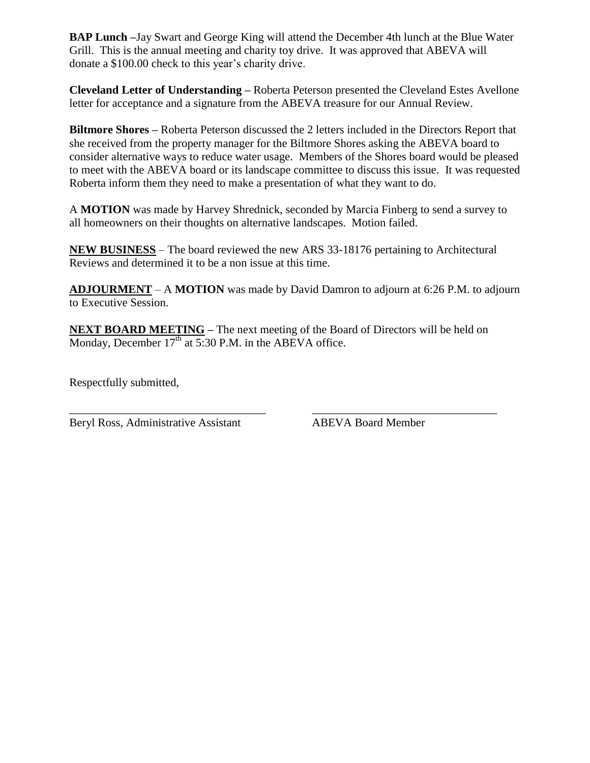**BAP Lunch** –Jay Swart and George King will attend the December 4th lunch at the Blue Water Grill. This is the annual meeting and charity toy drive. It was approved that ABEVA will donate a $100.00 check to this year's charity drive.

**Cleveland Letter of Understanding** – Roberta Peterson presented the Cleveland Estes Avellone letter for acceptance and a signature from the ABEVA treasure for our Annual Review.

**Biltmore Shores** – Roberta Peterson discussed the 2 letters included in the Directors Report that she received from the property manager for the Biltmore Shores asking the ABEVA board to consider alternative ways to reduce water usage. Members of the Shores board would be pleased to meet with the ABEVA board or its landscape committee to discuss this issue. It was requested Roberta inform them they need to make a presentation of what they want to do.

A **MOTION** was made by Harvey Shrednick, seconded by Marcia Finberg to send a survey to all homeowners on their thoughts on alternative landscapes. Motion failed.

<u>**NEW BUSINESS**</u> – The board reviewed the new ARS 33-18176 pertaining to Architectural Reviews and determined it to be a non issue at this time.

<u>**ADJOURMENT**</u> – A **MOTION** was made by David Damron to adjourn at 6:26 P.M. to adjourn to Executive Session.

<u>**NEXT BOARD MEETING**</u> – The next meeting of the Board of Directors will be held on Monday, December 17th at 5:30 P.M. in the ABEVA office.

Respectfully submitted,

\_\_\_\_\_\_\_\_\_\_\_\_\_\_\_\_\_\_\_\_\_\_\_\_\_\_\_\_\_\_\_\_\_\_ \_\_\_\_\_\_\_\_\_\_\_\_\_\_\_\_\_\_\_\_\_\_\_\_\_\_\_\_\_\_\_\_\_\_

Beryl Ross, Administrative Assistant ABEVA Board Member